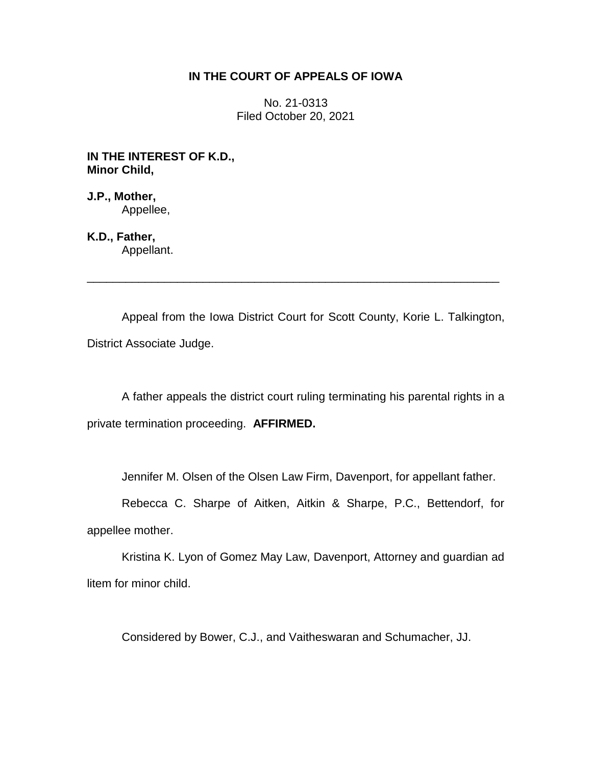# IN THE COURT OF APPEALS OF IOWA

No. 21-0313
Filed October 20, 2021

**IN THE INTEREST OF K.D.,**
**Minor Child,**

**J.P., Mother,**
Appellee,

**K.D., Father,**
Appellant.

---

Appeal from the Iowa District Court for Scott County, Korie L. Talkington, District Associate Judge.

A father appeals the district court ruling terminating his parental rights in a private termination proceeding. **AFFIRMED.**

Jennifer M. Olsen of the Olsen Law Firm, Davenport, for appellant father.

Rebecca C. Sharpe of Aitken, Aitkin & Sharpe, P.C., Bettendorf, for appellee mother.

Kristina K. Lyon of Gomez May Law, Davenport, Attorney and guardian ad litem for minor child.

Considered by Bower, C.J., and Vaitheswaran and Schumacher, JJ.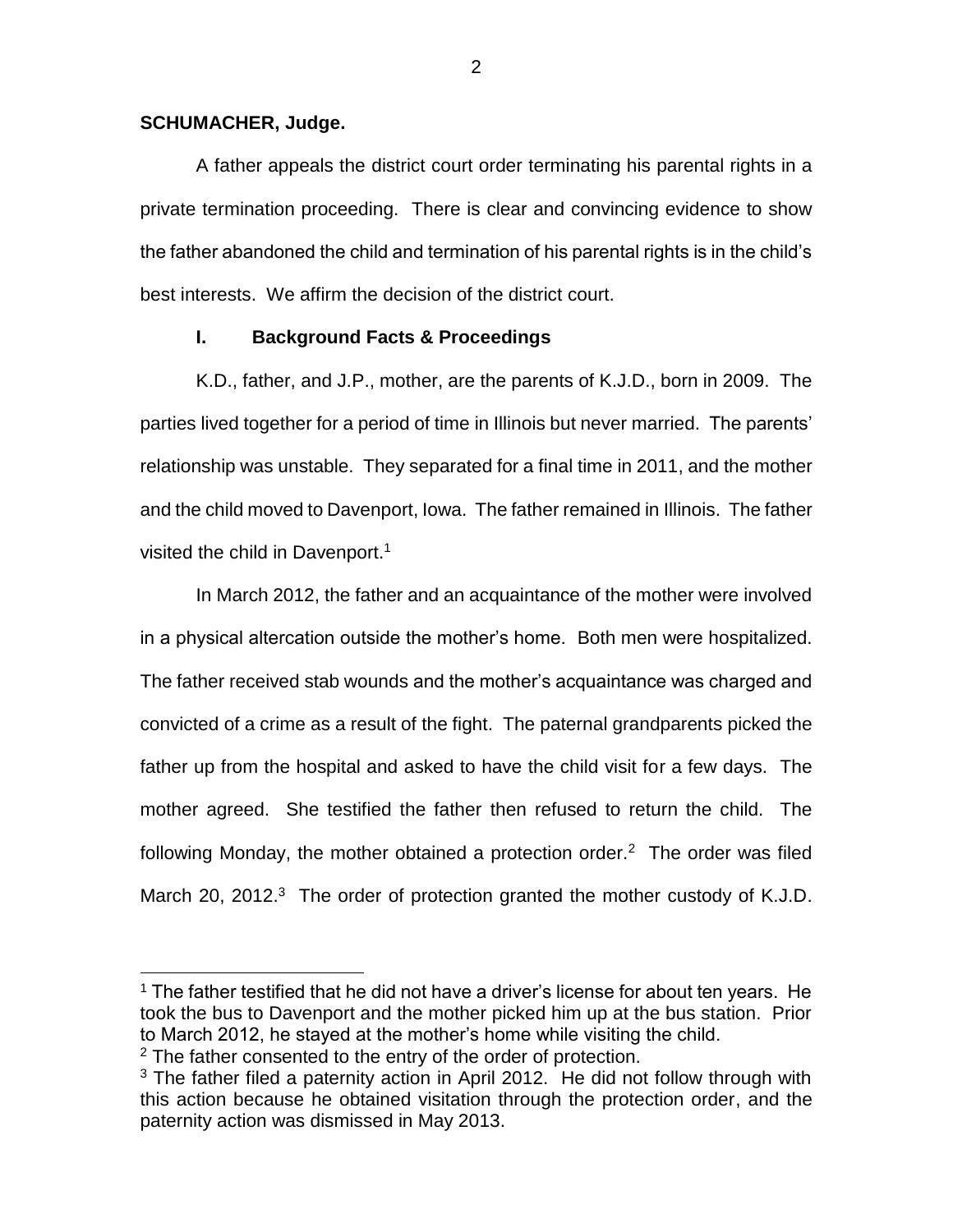**SCHUMACHER, Judge.**

A father appeals the district court order terminating his parental rights in a private termination proceeding. There is clear and convincing evidence to show the father abandoned the child and termination of his parental rights is in the child's best interests. We affirm the decision of the district court.

## I. Background Facts & Proceedings

K.D., father, and J.P., mother, are the parents of K.J.D., born in 2009. The parties lived together for a period of time in Illinois but never married. The parents' relationship was unstable. They separated for a final time in 2011, and the mother and the child moved to Davenport, Iowa. The father remained in Illinois. The father visited the child in Davenport.[1]

In March 2012, the father and an acquaintance of the mother were involved in a physical altercation outside the mother's home. Both men were hospitalized. The father received stab wounds and the mother's acquaintance was charged and convicted of a crime as a result of the fight. The paternal grandparents picked the father up from the hospital and asked to have the child visit for a few days. The mother agreed. She testified the father then refused to return the child. The following Monday, the mother obtained a protection order.[2] The order was filed March 20, 2012.[3] The order of protection granted the mother custody of K.J.D.

---

[1] The father testified that he did not have a driver's license for about ten years. He took the bus to Davenport and the mother picked him up at the bus station. Prior to March 2012, he stayed at the mother's home while visiting the child.

[2] The father consented to the entry of the order of protection.

[3] The father filed a paternity action in April 2012. He did not follow through with this action because he obtained visitation through the protection order, and the paternity action was dismissed in May 2013.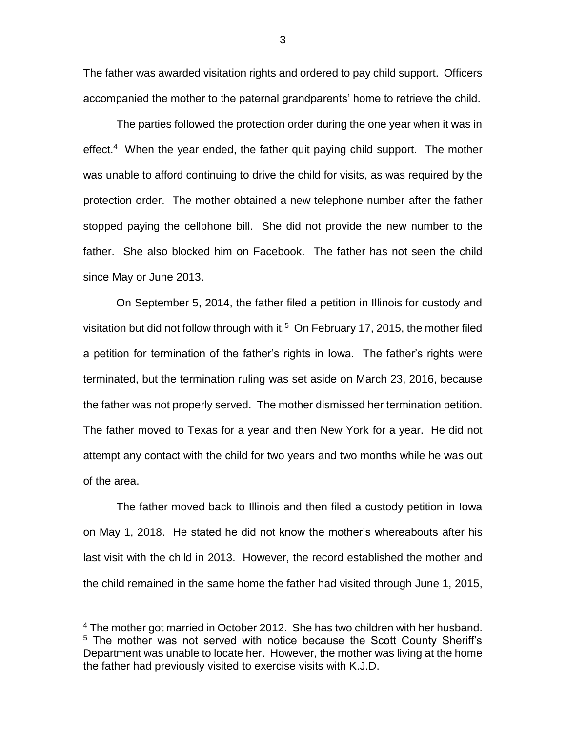The father was awarded visitation rights and ordered to pay child support. Officers accompanied the mother to the paternal grandparents' home to retrieve the child.

The parties followed the protection order during the one year when it was in effect.[4] When the year ended, the father quit paying child support. The mother was unable to afford continuing to drive the child for visits, as was required by the protection order. The mother obtained a new telephone number after the father stopped paying the cellphone bill. She did not provide the new number to the father. She also blocked him on Facebook. The father has not seen the child since May or June 2013.

On September 5, 2014, the father filed a petition in Illinois for custody and visitation but did not follow through with it.[5] On February 17, 2015, the mother filed a petition for termination of the father's rights in Iowa. The father's rights were terminated, but the termination ruling was set aside on March 23, 2016, because the father was not properly served. The mother dismissed her termination petition. The father moved to Texas for a year and then New York for a year. He did not attempt any contact with the child for two years and two months while he was out of the area.

The father moved back to Illinois and then filed a custody petition in Iowa on May 1, 2018. He stated he did not know the mother's whereabouts after his last visit with the child in 2013. However, the record established the mother and the child remained in the same home the father had visited through June 1, 2015,

[4] The mother got married in October 2012. She has two children with her husband.

[5] The mother was not served with notice because the Scott County Sheriff's Department was unable to locate her. However, the mother was living at the home the father had previously visited to exercise visits with K.J.D.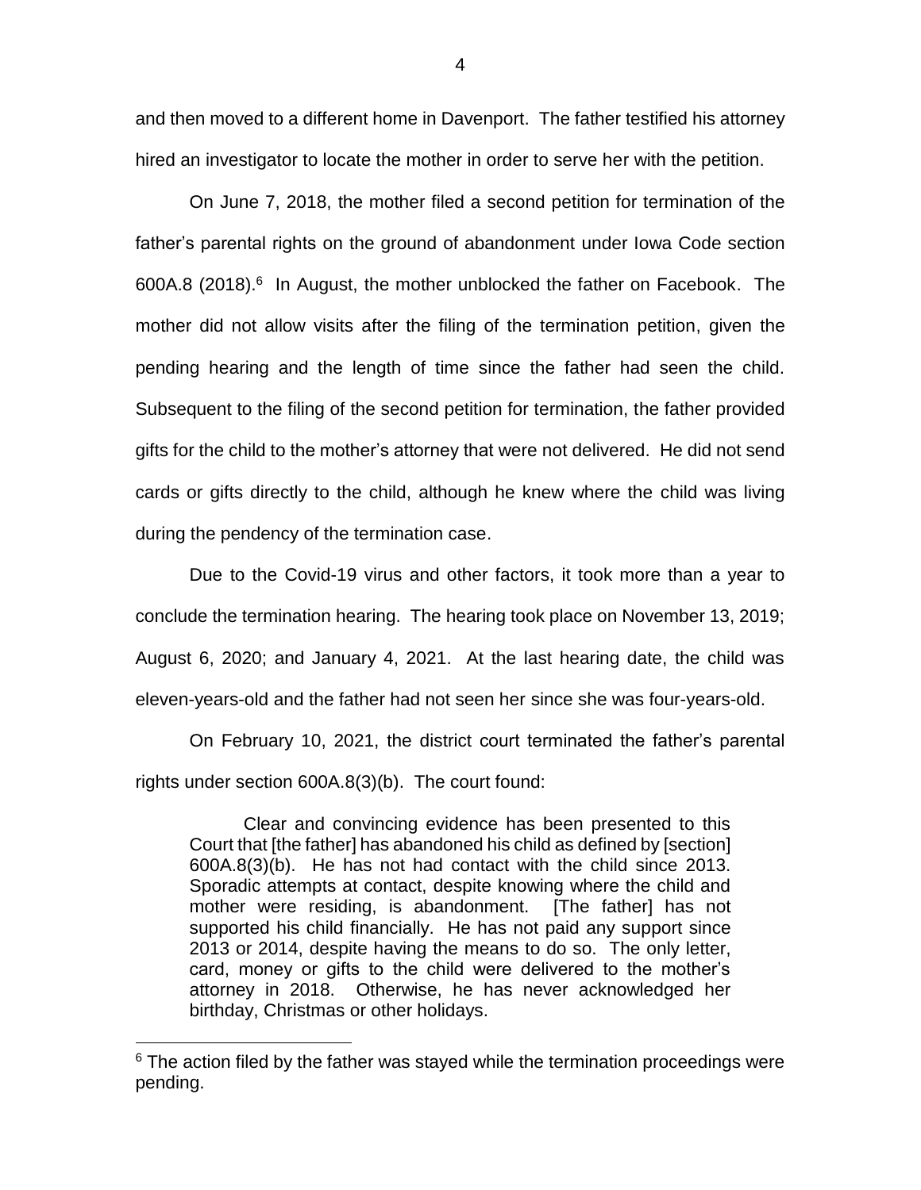and then moved to a different home in Davenport. The father testified his attorney hired an investigator to locate the mother in order to serve her with the petition.

On June 7, 2018, the mother filed a second petition for termination of the father's parental rights on the ground of abandonment under Iowa Code section 600A.8 (2018).[6] In August, the mother unblocked the father on Facebook. The mother did not allow visits after the filing of the termination petition, given the pending hearing and the length of time since the father had seen the child. Subsequent to the filing of the second petition for termination, the father provided gifts for the child to the mother's attorney that were not delivered. He did not send cards or gifts directly to the child, although he knew where the child was living during the pendency of the termination case.

Due to the Covid-19 virus and other factors, it took more than a year to conclude the termination hearing. The hearing took place on November 13, 2019; August 6, 2020; and January 4, 2021. At the last hearing date, the child was eleven-years-old and the father had not seen her since she was four-years-old.

On February 10, 2021, the district court terminated the father's parental rights under section 600A.8(3)(b). The court found:

> Clear and convincing evidence has been presented to this Court that [the father] has abandoned his child as defined by [section] 600A.8(3)(b). He has not had contact with the child since 2013. Sporadic attempts at contact, despite knowing where the child and mother were residing, is abandonment. [The father] has not supported his child financially. He has not paid any support since 2013 or 2014, despite having the means to do so. The only letter, card, money or gifts to the child were delivered to the mother's attorney in 2018. Otherwise, he has never acknowledged her birthday, Christmas or other holidays.

[6] The action filed by the father was stayed while the termination proceedings were pending.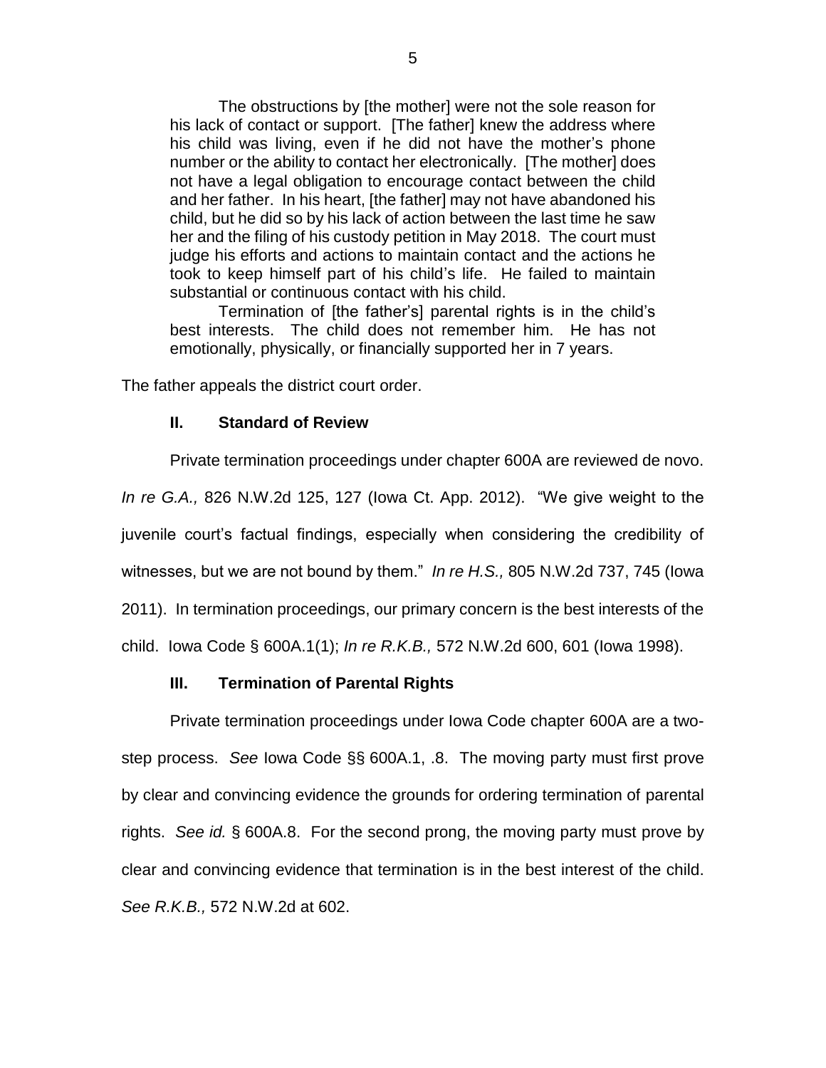> The obstructions by [the mother] were not the sole reason for his lack of contact or support. [The father] knew the address where his child was living, even if he did not have the mother's phone number or the ability to contact her electronically. [The mother] does not have a legal obligation to encourage contact between the child and her father. In his heart, [the father] may not have abandoned his child, but he did so by his lack of action between the last time he saw her and the filing of his custody petition in May 2018. The court must judge his efforts and actions to maintain contact and the actions he took to keep himself part of his child's life. He failed to maintain substantial or continuous contact with his child.
>
> Termination of [the father's] parental rights is in the child's best interests. The child does not remember him. He has not emotionally, physically, or financially supported her in 7 years.

The father appeals the district court order.

## II. Standard of Review

Private termination proceedings under chapter 600A are reviewed de novo. *In re G.A.,* 826 N.W.2d 125, 127 (Iowa Ct. App. 2012). "We give weight to the juvenile court's factual findings, especially when considering the credibility of witnesses, but we are not bound by them." *In re H.S.,* 805 N.W.2d 737, 745 (Iowa 2011). In termination proceedings, our primary concern is the best interests of the child. Iowa Code § 600A.1(1); *In re R.K.B.,* 572 N.W.2d 600, 601 (Iowa 1998).

## III. Termination of Parental Rights

Private termination proceedings under Iowa Code chapter 600A are a two-step process. *See* Iowa Code §§ 600A.1, .8. The moving party must first prove by clear and convincing evidence the grounds for ordering termination of parental rights. *See id.* § 600A.8. For the second prong, the moving party must prove by clear and convincing evidence that termination is in the best interest of the child. *See R.K.B.,* 572 N.W.2d at 602.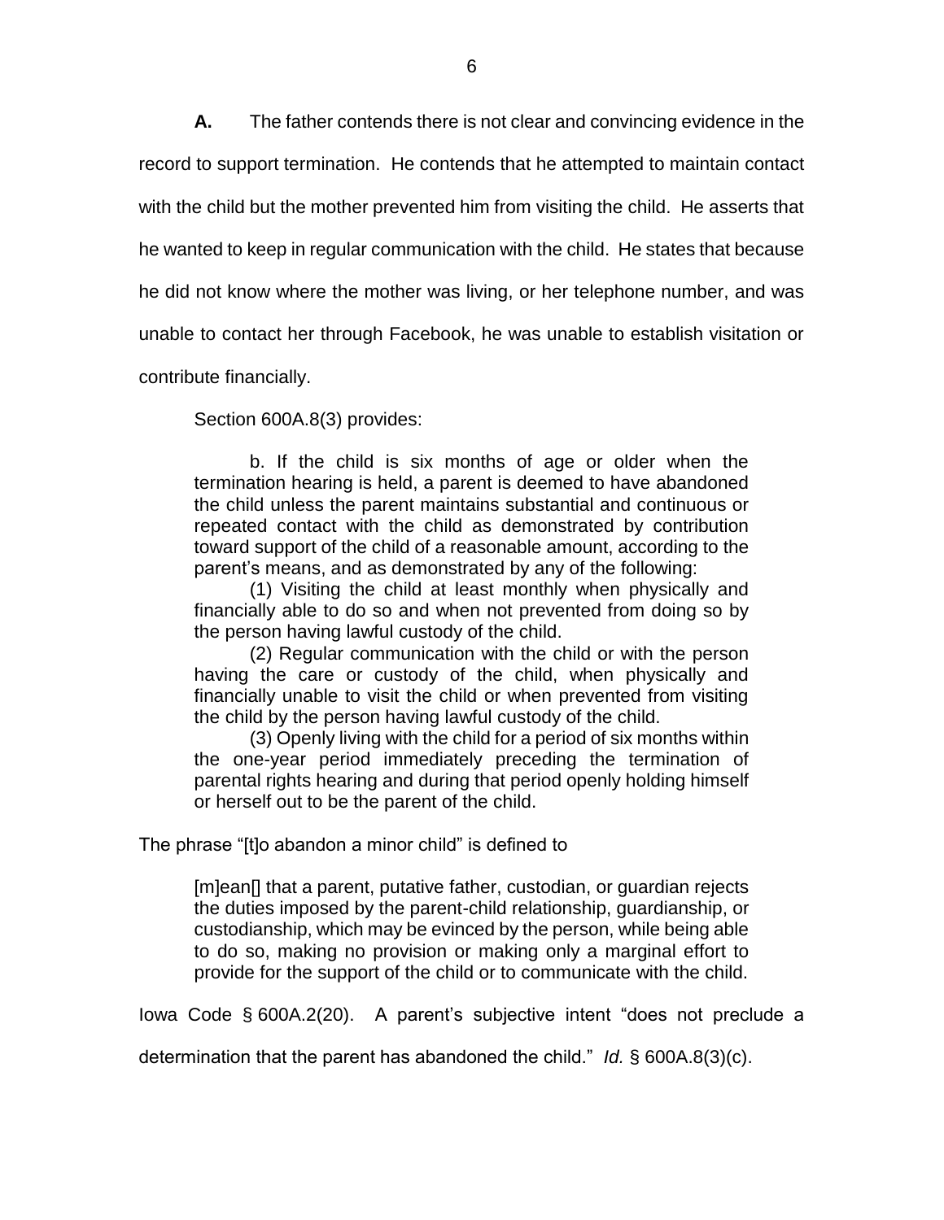**A.** The father contends there is not clear and convincing evidence in the record to support termination. He contends that he attempted to maintain contact with the child but the mother prevented him from visiting the child. He asserts that he wanted to keep in regular communication with the child. He states that because he did not know where the mother was living, or her telephone number, and was unable to contact her through Facebook, he was unable to establish visitation or contribute financially.

Section 600A.8(3) provides:

> b. If the child is six months of age or older when the termination hearing is held, a parent is deemed to have abandoned the child unless the parent maintains substantial and continuous or repeated contact with the child as demonstrated by contribution toward support of the child of a reasonable amount, according to the parent's means, and as demonstrated by any of the following:
>
> (1) Visiting the child at least monthly when physically and financially able to do so and when not prevented from doing so by the person having lawful custody of the child.
>
> (2) Regular communication with the child or with the person having the care or custody of the child, when physically and financially unable to visit the child or when prevented from visiting the child by the person having lawful custody of the child.
>
> (3) Openly living with the child for a period of six months within the one-year period immediately preceding the termination of parental rights hearing and during that period openly holding himself or herself out to be the parent of the child.

The phrase "[t]o abandon a minor child" is defined to

> [m]ean[] that a parent, putative father, custodian, or guardian rejects the duties imposed by the parent-child relationship, guardianship, or custodianship, which may be evinced by the person, while being able to do so, making no provision or making only a marginal effort to provide for the support of the child or to communicate with the child.

Iowa Code § 600A.2(20). A parent's subjective intent "does not preclude a determination that the parent has abandoned the child." *Id.* § 600A.8(3)(c).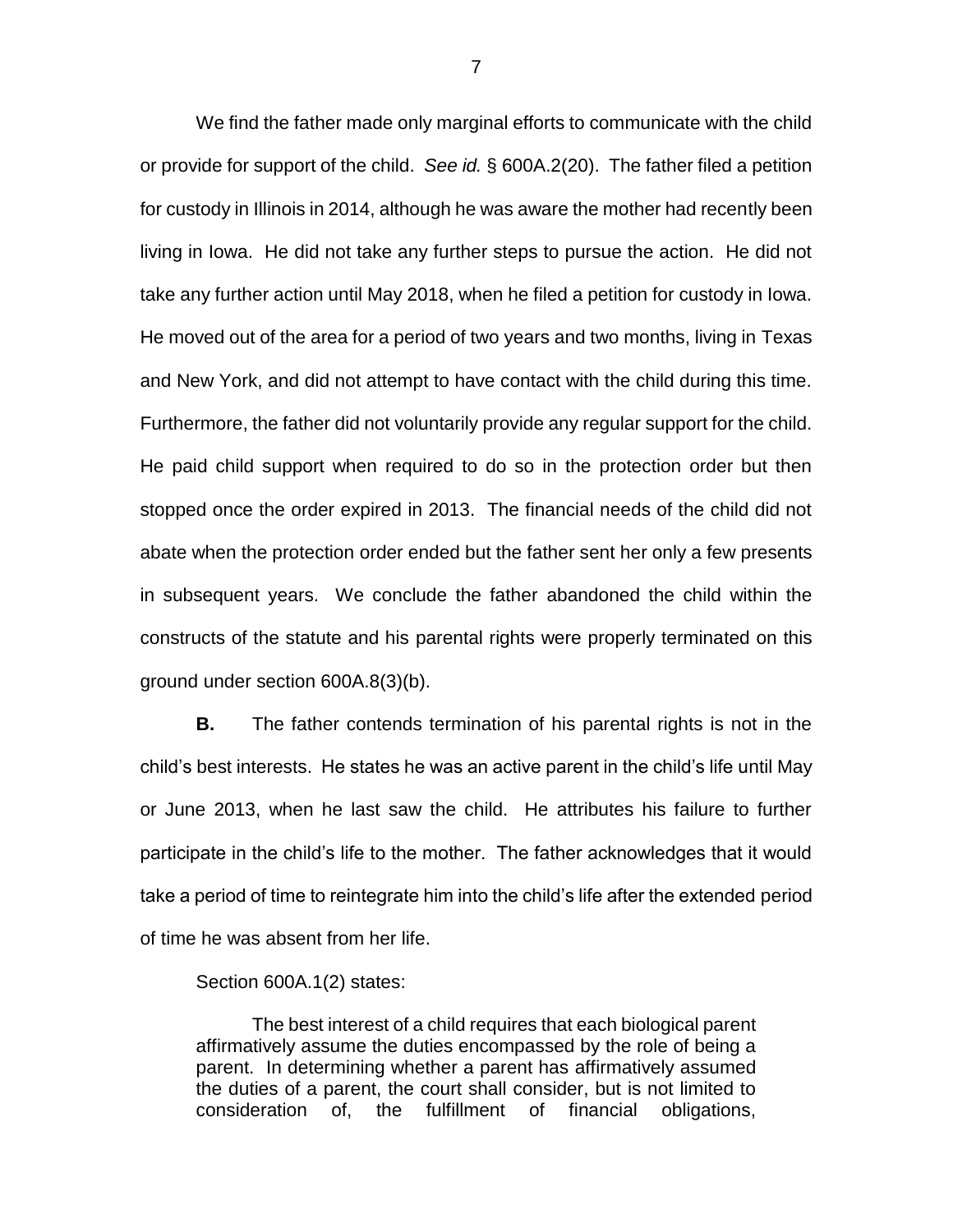We find the father made only marginal efforts to communicate with the child or provide for support of the child. *See id.* § 600A.2(20). The father filed a petition for custody in Illinois in 2014, although he was aware the mother had recently been living in Iowa. He did not take any further steps to pursue the action. He did not take any further action until May 2018, when he filed a petition for custody in Iowa. He moved out of the area for a period of two years and two months, living in Texas and New York, and did not attempt to have contact with the child during this time. Furthermore, the father did not voluntarily provide any regular support for the child. He paid child support when required to do so in the protection order but then stopped once the order expired in 2013. The financial needs of the child did not abate when the protection order ended but the father sent her only a few presents in subsequent years. We conclude the father abandoned the child within the constructs of the statute and his parental rights were properly terminated on this ground under section 600A.8(3)(b).

**B.** The father contends termination of his parental rights is not in the child's best interests. He states he was an active parent in the child's life until May or June 2013, when he last saw the child. He attributes his failure to further participate in the child's life to the mother. The father acknowledges that it would take a period of time to reintegrate him into the child's life after the extended period of time he was absent from her life.

Section 600A.1(2) states:

> The best interest of a child requires that each biological parent affirmatively assume the duties encompassed by the role of being a parent. In determining whether a parent has affirmatively assumed the duties of a parent, the court shall consider, but is not limited to consideration of, the fulfillment of financial obligations,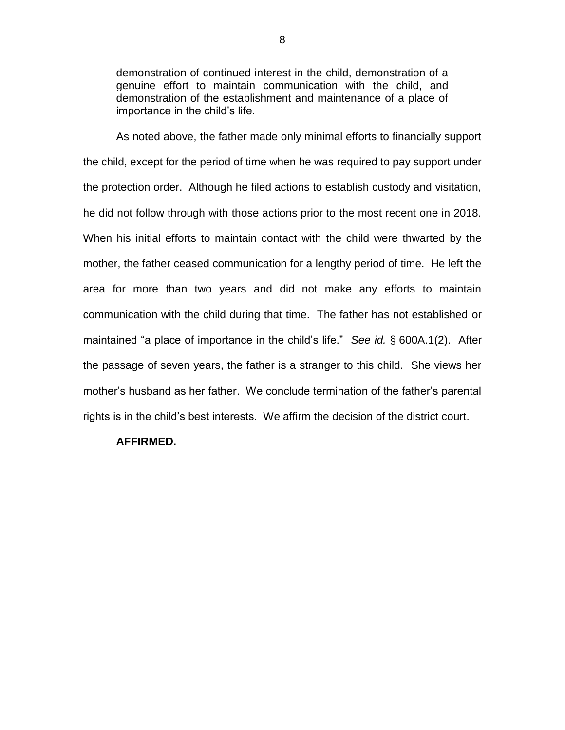> demonstration of continued interest in the child, demonstration of a genuine effort to maintain communication with the child, and demonstration of the establishment and maintenance of a place of importance in the child's life.

As noted above, the father made only minimal efforts to financially support the child, except for the period of time when he was required to pay support under the protection order. Although he filed actions to establish custody and visitation, he did not follow through with those actions prior to the most recent one in 2018. When his initial efforts to maintain contact with the child were thwarted by the mother, the father ceased communication for a lengthy period of time. He left the area for more than two years and did not make any efforts to maintain communication with the child during that time. The father has not established or maintained "a place of importance in the child's life." *See id.* § 600A.1(2). After the passage of seven years, the father is a stranger to this child. She views her mother's husband as her father. We conclude termination of the father's parental rights is in the child's best interests. We affirm the decision of the district court.

**AFFIRMED.**